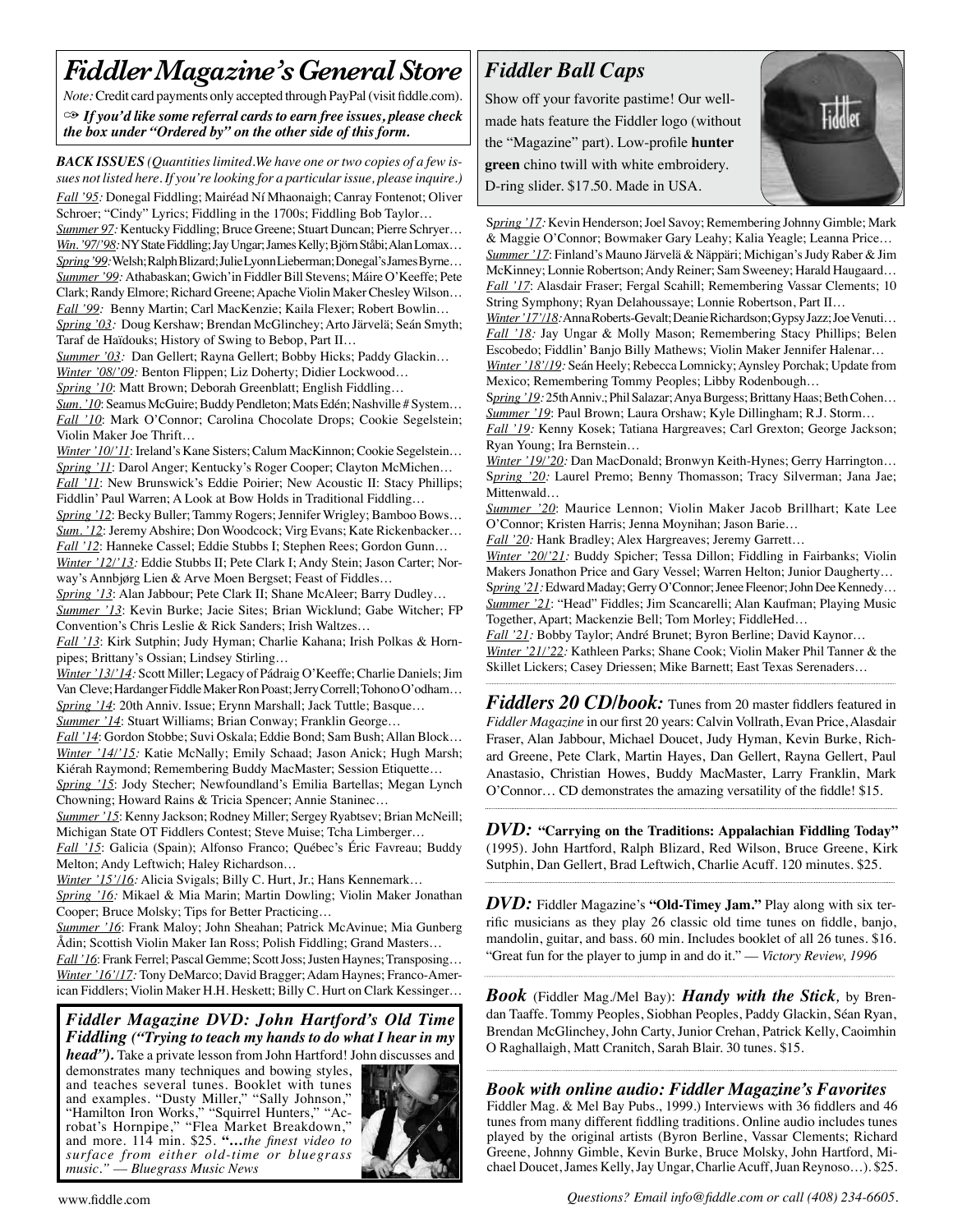# Fiddler Magazine's General Store

*Note:* Credit card payments only accepted through PayPal (visit fiddle.com).

☞ ***If you'd like some referral cards to earn free issues, please check the box under "Ordered by" on the other side of this form.***

***BACK ISSUES*** *(Quantities limited. We have one or two copies of a few issues not listed here. If you're looking for a particular issue, please inquire.)*

*Fall '95:* Donegal Fiddling; Mairéad Ní Mhaonaigh; Canray Fontenot; Oliver Schroer; "Cindy" Lyrics; Fiddling in the 1700s; Fiddling Bob Taylor…

*Summer 97:* Kentucky Fiddling; Bruce Greene; Stuart Duncan; Pierre Schryer…

*Win. '97/'98:* NY State Fiddling; Jay Ungar; James Kelly; Björn Ståbi; Alan Lomax…

*Spring '99:* Welsh; Ralph Blizard; Julie Lyonn Lieberman; Donegal's James Byrne…

*Summer '99:* Athabaskan; Gwich'in Fiddler Bill Stevens; Máire O'Keeffe; Pete Clark; Randy Elmore; Richard Greene; Apache Violin Maker Chesley Wilson…

*Fall '99:* Benny Martin; Carl MacKenzie; Kaila Flexer; Robert Bowlin…

*Spring '03:* Doug Kershaw; Brendan McGlinchey; Arto Järvelä; Seán Smyth; Taraf de Haïdouks; History of Swing to Bebop, Part II…

*Summer '03:* Dan Gellert; Rayna Gellert; Bobby Hicks; Paddy Glackin…

*Winter '08/'09:* Benton Flippen; Liz Doherty; Didier Lockwood…

*Spring '10*: Matt Brown; Deborah Greenblatt; English Fiddling…

*Sum. '10*: Seamus McGuire; Buddy Pendleton; Mats Edén; Nashville # System…

*Fall '10*: Mark O'Connor; Carolina Chocolate Drops; Cookie Segelstein; Violin Maker Joe Thrift…

*Winter '10/'11*: Ireland's Kane Sisters; Calum MacKinnon; Cookie Segelstein…

*Spring '11*: Darol Anger; Kentucky's Roger Cooper; Clayton McMichen…

*Fall '11*: New Brunswick's Eddie Poirier; New Acoustic II: Stacy Phillips; Fiddlin' Paul Warren; A Look at Bow Holds in Traditional Fiddling…

*Spring '12*: Becky Buller; Tammy Rogers; Jennifer Wrigley; Bamboo Bows…

*Sum. '12*: Jeremy Abshire; Don Woodcock; Virg Evans; Kate Rickenbacker…

*Fall '12*: Hanneke Cassel; Eddie Stubbs I; Stephen Rees; Gordon Gunn…

*Winter '12/'13:* Eddie Stubbs II; Pete Clark I; Andy Stein; Jason Carter; Norway's Annbjørg Lien & Arve Moen Bergset; Feast of Fiddles…

*Spring '13*: Alan Jabbour; Pete Clark II; Shane McAleer; Barry Dudley…

*Summer '13*: Kevin Burke; Jacie Sites; Brian Wicklund; Gabe Witcher; FP Convention's Chris Leslie & Rick Sanders; Irish Waltzes…

*Fall '13*: Kirk Sutphin; Judy Hyman; Charlie Kahana; Irish Polkas & Hornpipes; Brittany's Ossian; Lindsey Stirling…

*Winter '13/'14:* Scott Miller; Legacy of Pádraig O'Keeffe; Charlie Daniels; Jim Van Cleve; Hardanger Fiddle Maker Ron Poast; Jerry Correll; Tohono O'odham…

*Spring '14*: 20th Anniv. Issue; Erynn Marshall; Jack Tuttle; Basque…

*Summer '14*: Stuart Williams; Brian Conway; Franklin George…

*Fall '14*: Gordon Stobbe; Suvi Oskala; Eddie Bond; Sam Bush; Allan Block…

*Winter '14/'15:* Katie McNally; Emily Schaad; Jason Anick; Hugh Marsh; Kiérah Raymond; Remembering Buddy MacMaster; Session Etiquette…

*Spring '15*: Jody Stecher; Newfoundland's Emilia Bartellas; Megan Lynch Chowning; Howard Rains & Tricia Spencer; Annie Staninec…

*Summer '15*: Kenny Jackson; Rodney Miller; Sergey Ryabtsev; Brian McNeill; Michigan State OT Fiddlers Contest; Steve Muise; Tcha Limberger…

*Fall '15*: Galicia (Spain); Alfonso Franco; Québec's Éric Favreau; Buddy Melton; Andy Leftwich; Haley Richardson…

*Winter '15'/16:* Alicia Svigals; Billy C. Hurt, Jr.; Hans Kennemark…

*Spring '16:* Mikael & Mia Marin; Martin Dowling; Violin Maker Jonathan Cooper; Bruce Molsky; Tips for Better Practicing…

*Summer '16*: Frank Maloy; John Sheahan; Patrick McAvinue; Mia Gunberg Ådin; Scottish Violin Maker Ian Ross; Polish Fiddling; Grand Masters…

*Fall '16*: Frank Ferrel; Pascal Gemme; Scott Joss; Justen Haynes; Transposing…

*Winter '16'/17:* Tony DeMarco; David Bragger; Adam Haynes; Franco-American Fiddlers; Violin Maker H.H. Heskett; Billy C. Hurt on Clark Kessinger…

*Spring '17:* Kevin Henderson; Joel Savoy; Remembering Johnny Gimble; Mark & Maggie O'Connor; Bowmaker Gary Leahy; Kalia Yeagle; Leanna Price…

*Summer '17*: Finland's Mauno Järvelä & Näppäri; Michigan's Judy Raber & Jim McKinney; Lonnie Robertson; Andy Reiner; Sam Sweeney; Harald Haugaard…

*Fall '17*: Alasdair Fraser; Fergal Scahill; Remembering Vassar Clements; 10 String Symphony; Ryan Delahoussaye; Lonnie Robertson, Part II…

*Winter '17'/18:* Anna Roberts-Gevalt; Deanie Richardson; Gypsy Jazz; Joe Venuti…

*Fall '18:* Jay Ungar & Molly Mason; Remembering Stacy Phillips; Belen Escobedo; Fiddlin' Banjo Billy Mathews; Violin Maker Jennifer Halenar…

*Winter '18'/19:* Seán Heely; Rebecca Lomnicky; Aynsley Porchak; Update from Mexico; Remembering Tommy Peoples; Libby Rodenbough…

*Spring '19:* 25th Anniv.; Phil Salazar; Anya Burgess; Brittany Haas; Beth Cohen…

*Summer '19*: Paul Brown; Laura Orshaw; Kyle Dillingham; R.J. Storm…

*Fall '19:* Kenny Kosek; Tatiana Hargreaves; Carl Grexton; George Jackson; Ryan Young; Ira Bernstein…

*Winter '19/'20:* Dan MacDonald; Bronwyn Keith-Hynes; Gerry Harrington…

*Spring '20:* Laurel Premo; Benny Thomasson; Tracy Silverman; Jana Jae; Mittenwald…

*Summer '20*: Maurice Lennon; Violin Maker Jacob Brillhart; Kate Lee O'Connor; Kristen Harris; Jenna Moynihan; Jason Barie…

*Fall '20:* Hank Bradley; Alex Hargreaves; Jeremy Garrett…

*Winter '20/'21:* Buddy Spicher; Tessa Dillon; Fiddling in Fairbanks; Violin Makers Jonathon Price and Gary Vessel; Warren Helton; Junior Daugherty…

*Spring '21:* Edward Maday; Gerry O'Connor; Jenee Fleenor; John Dee Kennedy…

*Summer '21*: "Head" Fiddles; Jim Scancarelli; Alan Kaufman; Playing Music Together, Apart; Mackenzie Bell; Tom Morley; FiddleHed…

*Fall '21:* Bobby Taylor; André Brunet; Byron Berline; David Kaynor…

*Winter '21/'22:* Kathleen Parks; Shane Cook; Violin Maker Phil Tanner & the Skillet Lickers; Casey Driessen; Mike Barnett; East Texas Serenaders…

## Fiddler Magazine DVD: John Hartford's Old Time Fiddling ("Trying to teach my hands to do what I hear in my head").

Take a private lesson from John Hartford! John discusses and demonstrates many techniques and bowing styles, and teaches several tunes. Booklet with tunes and examples. "Dusty Miller," "Sally Johnson," "Hamilton Iron Works," "Squirrel Hunters," "Acrobat's Hornpipe," "Flea Market Breakdown," and more. 114 min. $25. "*…the finest video to surface from either old-time or bluegrass music.*" — *Bluegrass Music News*

## Fiddler Ball Caps

Show off your favorite pastime! Our well-made hats feature the Fiddler logo (without the "Magazine" part). Low-profile **hunter green** chino twill with white embroidery. D-ring slider. $17.50. Made in USA.

## Fiddlers 20 CD/book:

Tunes from 20 master fiddlers featured in *Fiddler Magazine* in our first 20 years: Calvin Vollrath, Evan Price, Alasdair Fraser, Alan Jabbour, Michael Doucet, Judy Hyman, Kevin Burke, Richard Greene, Pete Clark, Martin Hayes, Dan Gellert, Rayna Gellert, Paul Anastasio, Christian Howes, Buddy MacMaster, Larry Franklin, Mark O'Connor… CD demonstrates the amazing versatility of the fiddle! $15.

## DVD: "Carrying on the Traditions: Appalachian Fiddling Today"

(1995). John Hartford, Ralph Blizard, Red Wilson, Bruce Greene, Kirk Sutphin, Dan Gellert, Brad Leftwich, Charlie Acuff. 120 minutes. $25.

## DVD: Fiddler Magazine's "Old-Timey Jam."

Play along with six terrific musicians as they play 26 classic old time tunes on fiddle, banjo, mandolin, guitar, and bass. 60 min. Includes booklet of all 26 tunes. $16. "Great fun for the player to jump in and do it." — *Victory Review, 1996*

## Book (Fiddler Mag./Mel Bay): *Handy with the Stick,*

by Brendan Taaffe. Tommy Peoples, Siobhan Peoples, Paddy Glackin, Séan Ryan, Brendan McGlinchey, John Carty, Junior Crehan, Patrick Kelly, Caoimhin O Raghallaigh, Matt Cranitch, Sarah Blair. 30 tunes. $15.

## Book with online audio: Fiddler Magazine's Favorites

Fiddler Mag. & Mel Bay Pubs., 1999.) Interviews with 36 fiddlers and 46 tunes from many different fiddling traditions. Online audio includes tunes played by the original artists (Byron Berline, Vassar Clements; Richard Greene, Johnny Gimble, Kevin Burke, Bruce Molsky, John Hartford, Michael Doucet, James Kelly, Jay Ungar, Charlie Acuff, Juan Reynoso…). $25.

www.fiddle.com

*Questions? Email info@fiddle.com or call (408) 234-6605.*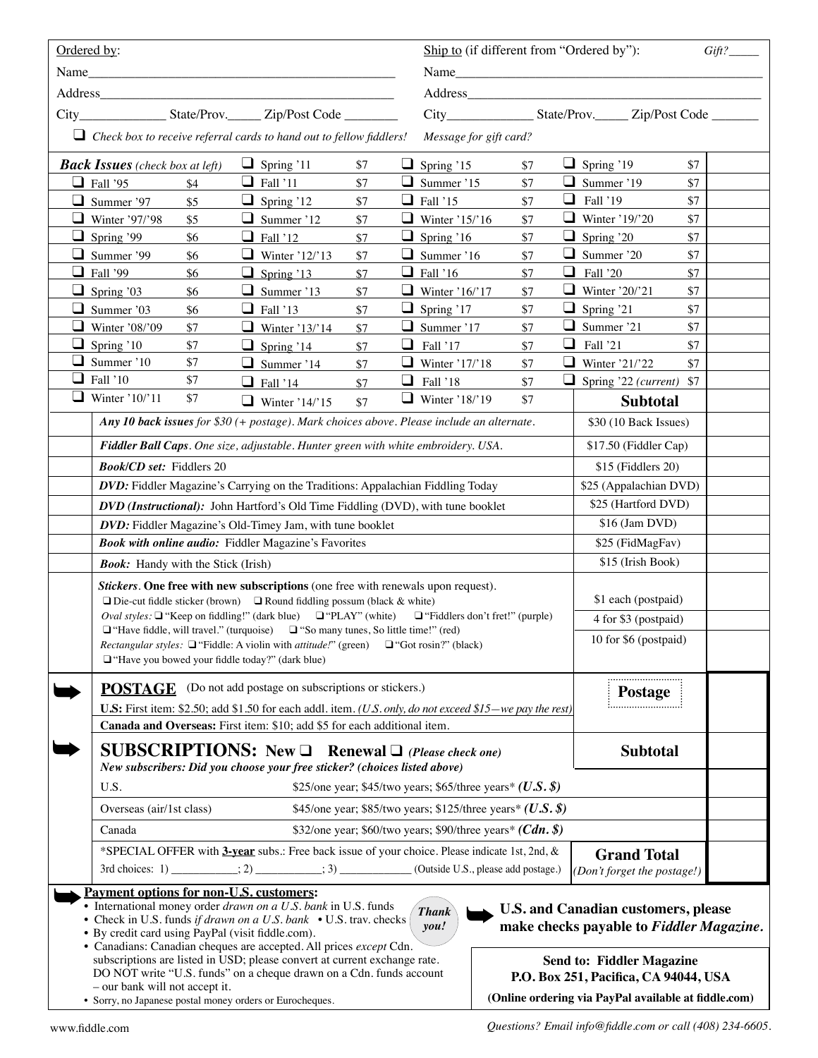Ordered by:

Name\_\_\_\_\_\_\_\_\_\_\_\_\_\_\_\_\_\_\_\_\_\_\_\_\_\_\_\_\_\_\_\_\_\_\_\_\_\_\_\_\_\_\_\_

Address\_\_\_\_\_\_\_\_\_\_\_\_\_\_\_\_\_\_\_\_\_\_\_\_\_\_\_\_\_\_\_\_\_\_\_\_\_\_\_\_\_\_\_\_

City\_\_\_\_\_\_\_\_\_\_\_\_ State/Prov.\_\_\_\_\_ Zip/Post Code \_\_\_\_\_\_\_\_

❑ *Check box to receive referral cards to hand out to fellow fiddlers!*

Ship to (if different from "Ordered by"): *Gift?*\_\_\_\_\_

Name\_\_\_\_\_\_\_\_\_\_\_\_\_\_\_\_\_\_\_\_\_\_\_\_\_\_\_\_\_\_\_\_\_\_\_\_\_\_\_\_\_\_\_\_

Address\_\_\_\_\_\_\_\_\_\_\_\_\_\_\_\_\_\_\_\_\_\_\_\_\_\_\_\_\_\_\_\_\_\_\_\_\_\_\_\_\_\_\_\_

City\_\_\_\_\_\_\_\_\_\_\_\_ State/Prov.\_\_\_\_\_ Zip/Post Code \_\_\_\_\_\_\_

*Message for gift card?*

| | | | | | | | | |
|---|---|---|---|---|---|---|---|---|
| ***Back Issues*** *(check box at left)* | | ❑ Spring '11 | $7 | ❑ Spring '15 | $7 | ❑ Spring '19 | $7 | |
| ❑ Fall '95 | $4 | ❑ Fall '11 | $7 | ❑ Summer '15 | $7 | ❑ Summer '19 | $7 | |
| ❑ Summer '97 | $5 | ❑ Spring '12 | $7 | ❑ Fall '15 | $7 | ❑ Fall '19 | $7 | |
| ❑ Winter '97/'98 | $5 | ❑ Summer '12 | $7 | ❑ Winter '15/'16 | $7 | ❑ Winter '19/'20 | $7 | |
| ❑ Spring '99 | $6 | ❑ Fall '12 | $7 | ❑ Spring '16 | $7 | ❑ Spring '20 | $7 | |
| ❑ Summer '99 | $6 | ❑ Winter '12/'13 | $7 | ❑ Summer '16 | $7 | ❑ Summer '20 | $7 | |
| ❑ Fall '99 | $6 | ❑ Spring '13 | $7 | ❑ Fall '16 | $7 | ❑ Fall '20 | $7 | |
| ❑ Spring '03 | $6 | ❑ Summer '13 | $7 | ❑ Winter '16/'17 | $7 | ❑ Winter '20/'21 | $7 | |
| ❑ Summer '03 | $6 | ❑ Fall '13 | $7 | ❑ Spring '17 | $7 | ❑ Spring '21 | $7 | |
| ❑ Winter '08/'09 | $7 | ❑ Winter '13/'14 | $7 | ❑ Summer '17 | $7 | ❑ Summer '21 | $7 | |
| ❑ Spring '10 | $7 | ❑ Spring '14 | $7 | ❑ Fall '17 | $7 | ❑ Fall '21 | $7 | |
| ❑ Summer '10 | $7 | ❑ Summer '14 | $7 | ❑ Winter '17/'18 | $7 | ❑ Winter '21/'22 | $7 | |
| ❑ Fall '10 | $7 | ❑ Fall '14 | $7 | ❑ Fall '18 | $7 | ❑ Spring '22 *(current)* | $7 | |
| ❑ Winter '10/'11 | $7 | ❑ Winter '14/'15 | $7 | ❑ Winter '18/'19 | $7 | **Subtotal** | | |

| | | |
|---|---|---|
| ***Any 10 back issues*** *for $30 (+ postage). Mark choices above. Please include an alternate.* | $30 (10 Back Issues) | |
| ***Fiddler Ball Caps****. One size, adjustable. Hunter green with white embroidery. USA.* | $17.50 (Fiddler Cap) | |
| ***Book/CD set:*** Fiddlers 20 | $15 (Fiddlers 20) | |
| ***DVD:*** Fiddler Magazine's Carrying on the Traditions: Appalachian Fiddling Today | $25 (Appalachian DVD) | |
| ***DVD (Instructional):*** John Hartford's Old Time Fiddling (DVD), with tune booklet | $25 (Hartford DVD) | |
| ***DVD:*** Fiddler Magazine's Old-Timey Jam, with tune booklet | $16 (Jam DVD) | |
| ***Book with online audio:*** Fiddler Magazine's Favorites | $25 (FidMagFav) | |
| ***Book:*** Handy with the Stick (Irish) | $15 (Irish Book) | |
| ***Stickers*. One free with new subscriptions** (one free with renewals upon request). ❑ Die-cut fiddle sticker (brown) ❑ Round fiddling possum (black & white) *Oval styles:* ❑ "Keep on fiddling!" (dark blue) ❑ "PLAY" (white) ❑ "Fiddlers don't fret!" (purple) ❑ "Have fiddle, will travel." (turquoise) ❑ "So many tunes, So little time!" (red) *Rectangular styles:* ❑ "Fiddle: A violin with *attitude!*" (green) ❑ "Got rosin?" (black) ❑ "Have you bowed your fiddle today?" (dark blue) | $1 each (postpaid) / 4 for $3 (postpaid) / 10 for $6 (postpaid) | |

**POSTAGE** (Do not add postage on subscriptions or stickers.)

**U.S.:** First item: $2.50; add $1.50 for each addl. item. *(U.S. only, do not exceed $15—we pay the rest)*

**Canada and Overseas:** First item: $10; add $5 for each additional item.

**Postage** \_\_\_\_\_\_

**SUBSCRIPTIONS: New ❑ Renewal ❑** ***(Please check one)***

***New subscribers: Did you choose your free sticker? (choices listed above)***

**Subtotal** \_\_\_\_\_\_

| | | |
|---|---|---|
| U.S. | $25/one year; $45/two years; $65/three years* ***(U.S. $)*** | |
| Overseas (air/1st class) | $45/one year; $85/two years; $125/three years* ***(U.S. $)*** | |
| Canada | $32/one year; $60/two years; $90/three years* ***(Cdn. $)*** | |

*SPECIAL OFFER with **3-year** subs.: Free back issue of your choice. Please indicate 1st, 2nd, & 3rd choices: 1) \_\_\_\_\_\_\_\_\_\_\_; 2) \_\_\_\_\_\_\_\_\_\_\_; 3) \_\_\_\_\_\_\_\_\_\_\_\_ (Outside U.S., please add postage.)

**Grand Total** *(Don't forget the postage!)* \_\_\_\_\_\_

**Payment options for non-U.S. customers:**

- International money order *drawn on a U.S. bank* in U.S. funds
- Check in U.S. funds *if drawn on a U.S. bank* • U.S. trav. checks
- By credit card using PayPal (visit fiddle.com).
- Canadians: Canadian cheques are accepted. All prices *except* Cdn. subscriptions are listed in USD; please convert at current exchange rate. DO NOT write "U.S. funds" on a cheque drawn on a Cdn. funds account – our bank will not accept it.
- Sorry, no Japanese postal money orders or Eurocheques.

***Thank you!***

**U.S. and Canadian customers, please make checks payable to *Fiddler Magazine*.**

**Send to: Fiddler Magazine**
**P.O. Box 251, Pacifica, CA 94044, USA**
**(Online ordering via PayPal available at fiddle.com)**

www.fiddle.com

*Questions? Email info@fiddle.com or call (408) 234-6605.*